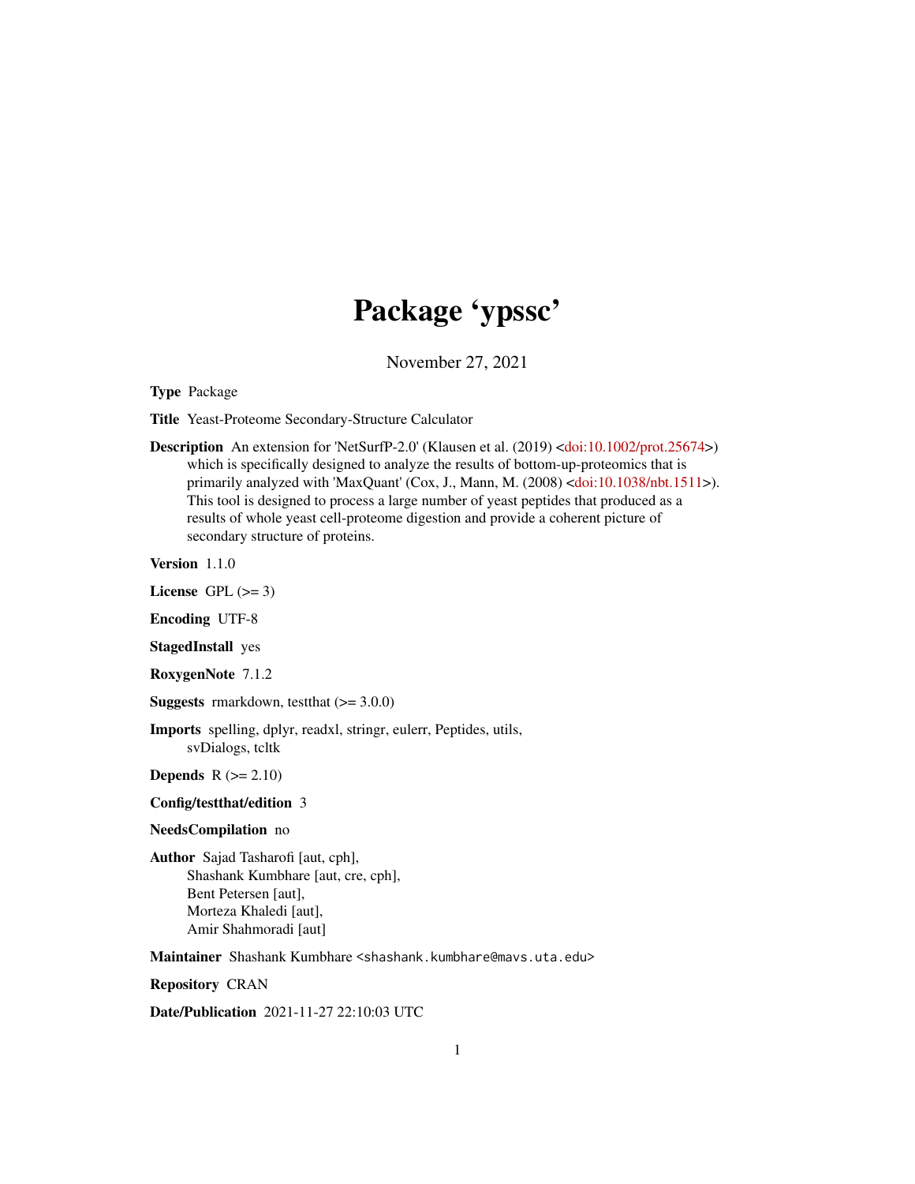# Package 'ypssc'

November 27, 2021

**Type** Package

**Title** Yeast-Proteome Secondary-Structure Calculator

**Description** An extension for 'NetSurfP-2.0' (Klausen et al. (2019) <doi:10.1002/prot.25674>) which is specifically designed to analyze the results of bottom-up-proteomics that is primarily analyzed with 'MaxQuant' (Cox, J., Mann, M. (2008) <doi:10.1038/nbt.1511>). This tool is designed to process a large number of yeast peptides that produced as a results of whole yeast cell-proteome digestion and provide a coherent picture of secondary structure of proteins.

**Version** 1.1.0

**License** GPL (>= 3)

**Encoding** UTF-8

**StagedInstall** yes

**RoxygenNote** 7.1.2

**Suggests** rmarkdown, testthat (>= 3.0.0)

**Imports** spelling, dplyr, readxl, stringr, eulerr, Peptides, utils, svDialogs, tcltk

**Depends** R (>= 2.10)

**Config/testthat/edition** 3

**NeedsCompilation** no

**Author** Sajad Tasharofi [aut, cph], Shashank Kumbhare [aut, cre, cph], Bent Petersen [aut], Morteza Khaledi [aut], Amir Shahmoradi [aut]

**Maintainer** Shashank Kumbhare <shashank.kumbhare@mavs.uta.edu>

**Repository** CRAN

**Date/Publication** 2021-11-27 22:10:03 UTC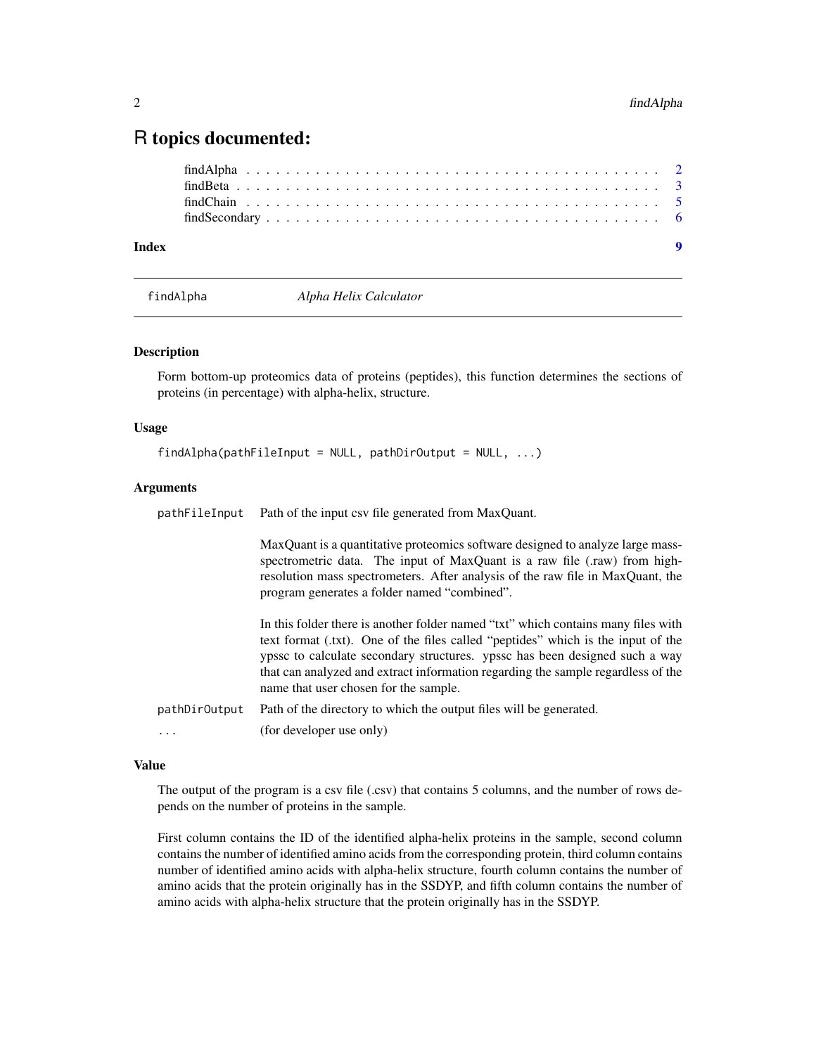# R topics documented:

| | |
|---|---|
| findAlpha | 2 |
| findBeta | 3 |
| findChain | 5 |
| findSecondary | 6 |
| **Index** | **9** |

---

## findAlpha — *Alpha Helix Calculator*

### Description

Form bottom-up proteomics data of proteins (peptides), this function determines the sections of proteins (in percentage) with alpha-helix, structure.

### Usage

```
findAlpha(pathFileInput = NULL, pathDirOutput = NULL, ...)
```

### Arguments

`pathFileInput` Path of the input csv file generated from MaxQuant.

MaxQuant is a quantitative proteomics software designed to analyze large mass-spectrometric data. The input of MaxQuant is a raw file (.raw) from high-resolution mass spectrometers. After analysis of the raw file in MaxQuant, the program generates a folder named "combined".

In this folder there is another folder named "txt" which contains many files with text format (.txt). One of the files called "peptides" which is the input of the ypssc to calculate secondary structures. ypssc has been designed such a way that can analyzed and extract information regarding the sample regardless of the name that user chosen for the sample.

`pathDirOutput` Path of the directory to which the output files will be generated.

`...` (for developer use only)

### Value

The output of the program is a csv file (.csv) that contains 5 columns, and the number of rows depends on the number of proteins in the sample.

First column contains the ID of the identified alpha-helix proteins in the sample, second column contains the number of identified amino acids from the corresponding protein, third column contains number of identified amino acids with alpha-helix structure, fourth column contains the number of amino acids that the protein originally has in the SSDYP, and fifth column contains the number of amino acids with alpha-helix structure that the protein originally has in the SSDYP.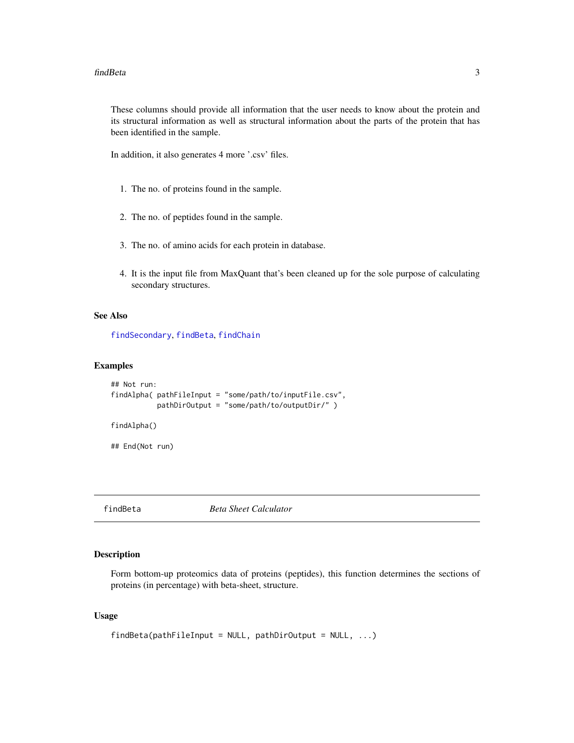These columns should provide all information that the user needs to know about the protein and its structural information as well as structural information about the parts of the protein that has been identified in the sample.

In addition, it also generates 4 more '.csv' files.

1. The no. of proteins found in the sample.
2. The no. of peptides found in the sample.
3. The no. of amino acids for each protein in database.
4. It is the input file from MaxQuant that's been cleaned up for the sole purpose of calculating secondary structures.

### See Also

findSecondary, findBeta, findChain

### Examples

```
## Not run:
findAlpha( pathFileInput = "some/path/to/inputFile.csv",
           pathDirOutput = "some/path/to/outputDir/" )

findAlpha()

## End(Not run)
```

---

## findBeta — *Beta Sheet Calculator*

### Description

Form bottom-up proteomics data of proteins (peptides), this function determines the sections of proteins (in percentage) with beta-sheet, structure.

### Usage

```
findBeta(pathFileInput = NULL, pathDirOutput = NULL, ...)
```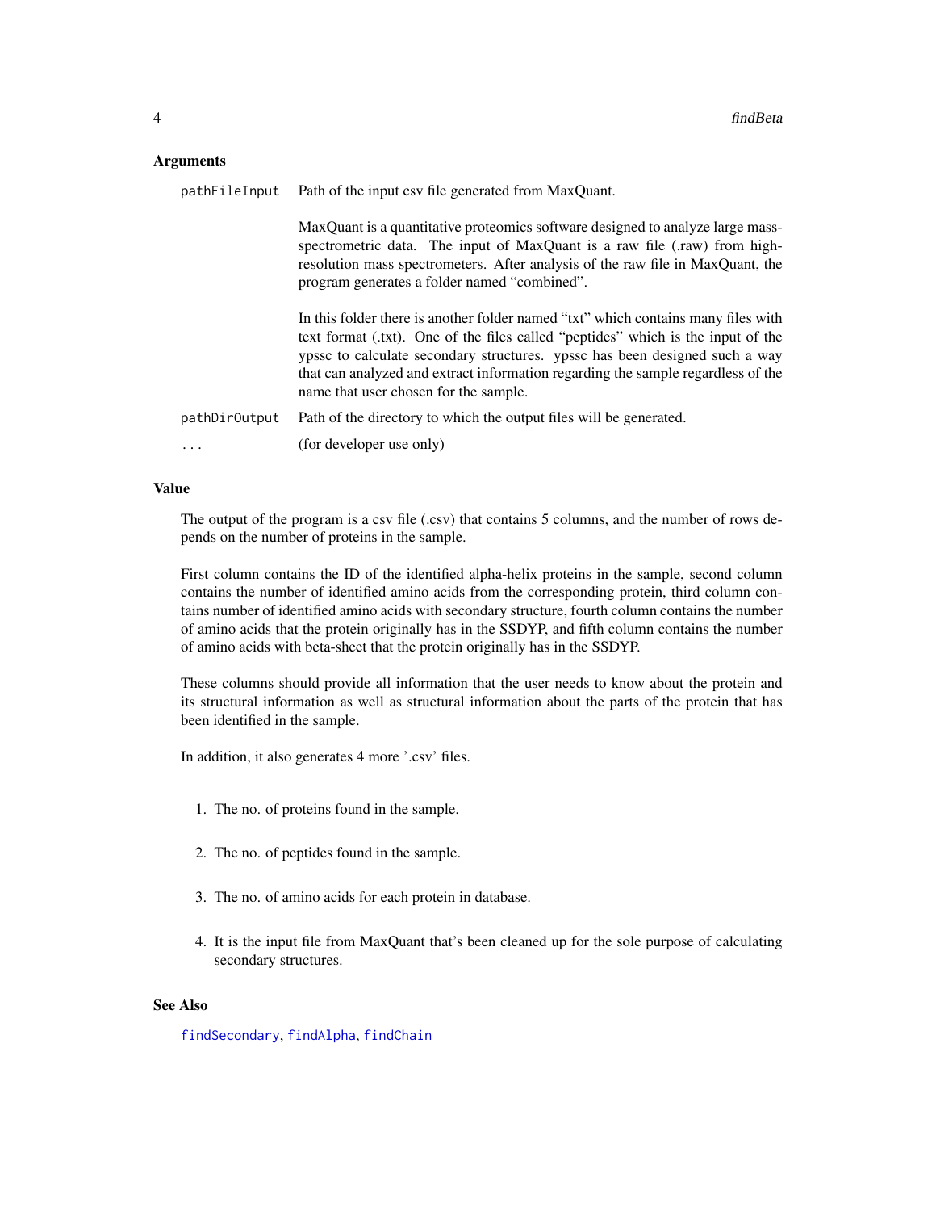### Arguments

| | |
|---|---|
| `pathFileInput` | Path of the input csv file generated from MaxQuant.<br><br>MaxQuant is a quantitative proteomics software designed to analyze large mass-spectrometric data. The input of MaxQuant is a raw file (.raw) from high-resolution mass spectrometers. After analysis of the raw file in MaxQuant, the program generates a folder named "combined".<br><br>In this folder there is another folder named "txt" which contains many files with text format (.txt). One of the files called "peptides" which is the input of the ypssc to calculate secondary structures. ypssc has been designed such a way that can analyzed and extract information regarding the sample regardless of the name that user chosen for the sample. |
| `pathDirOutput` | Path of the directory to which the output files will be generated. |
| `...` | (for developer use only) |

### Value

The output of the program is a csv file (.csv) that contains 5 columns, and the number of rows depends on the number of proteins in the sample.

First column contains the ID of the identified alpha-helix proteins in the sample, second column contains the number of identified amino acids from the corresponding protein, third column contains number of identified amino acids with secondary structure, fourth column contains the number of amino acids that the protein originally has in the SSDYP, and fifth column contains the number of amino acids with beta-sheet that the protein originally has in the SSDYP.

These columns should provide all information that the user needs to know about the protein and its structural information as well as structural information about the parts of the protein that has been identified in the sample.

In addition, it also generates 4 more '.csv' files.

1. The no. of proteins found in the sample.
2. The no. of peptides found in the sample.
3. The no. of amino acids for each protein in database.
4. It is the input file from MaxQuant that's been cleaned up for the sole purpose of calculating secondary structures.

### See Also

`findSecondary`, `findAlpha`, `findChain`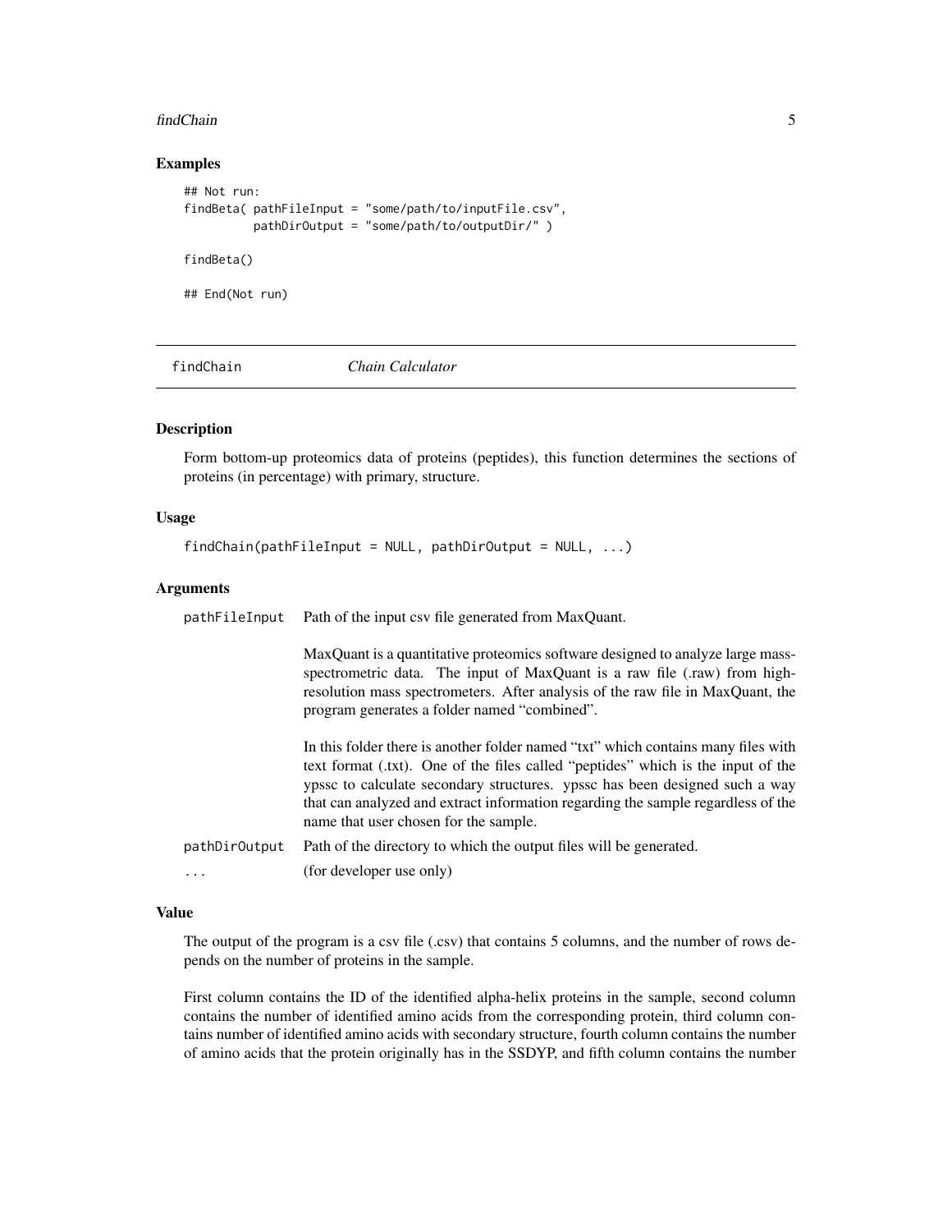### Examples

```
## Not run:
findBeta( pathFileInput = "some/path/to/inputFile.csv",
          pathDirOutput = "some/path/to/outputDir/" )

findBeta()

## End(Not run)
```

---

## findChain *Chain Calculator*

---

### Description

Form bottom-up proteomics data of proteins (peptides), this function determines the sections of proteins (in percentage) with primary, structure.

### Usage

```
findChain(pathFileInput = NULL, pathDirOutput = NULL, ...)
```

### Arguments

| | |
|---|---|
| pathFileInput | Path of the input csv file generated from MaxQuant.<br><br>MaxQuant is a quantitative proteomics software designed to analyze large mass-spectrometric data. The input of MaxQuant is a raw file (.raw) from high-resolution mass spectrometers. After analysis of the raw file in MaxQuant, the program generates a folder named "combined".<br><br>In this folder there is another folder named "txt" which contains many files with text format (.txt). One of the files called "peptides" which is the input of the ypssc to calculate secondary structures. ypssc has been designed such a way that can analyzed and extract information regarding the sample regardless of the name that user chosen for the sample. |
| pathDirOutput | Path of the directory to which the output files will be generated. |
| ... | (for developer use only) |

### Value

The output of the program is a csv file (.csv) that contains 5 columns, and the number of rows depends on the number of proteins in the sample.

First column contains the ID of the identified alpha-helix proteins in the sample, second column contains the number of identified amino acids from the corresponding protein, third column contains number of identified amino acids with secondary structure, fourth column contains the number of amino acids that the protein originally has in the SSDYP, and fifth column contains the number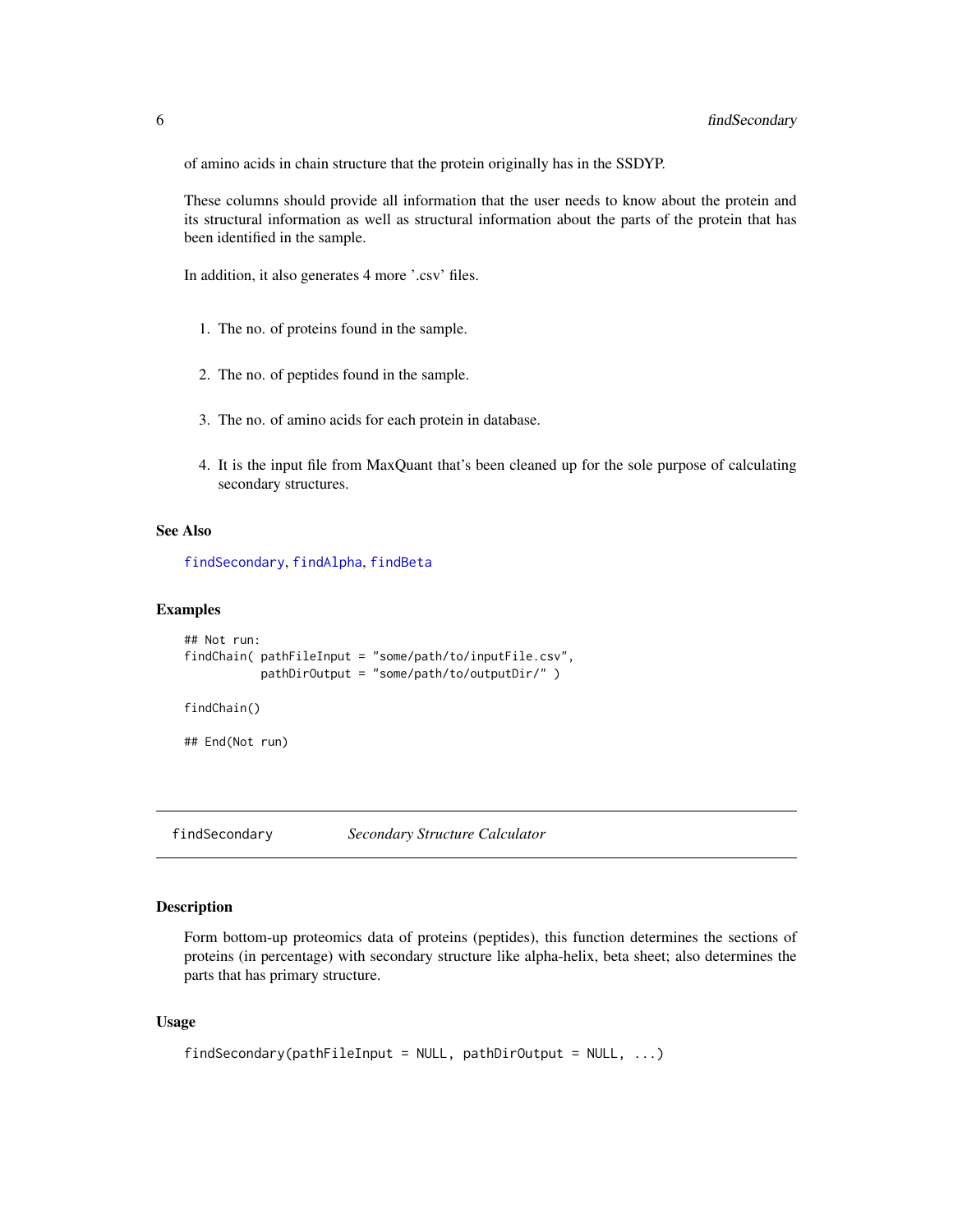of amino acids in chain structure that the protein originally has in the SSDYP.

These columns should provide all information that the user needs to know about the protein and its structural information as well as structural information about the parts of the protein that has been identified in the sample.

In addition, it also generates 4 more '.csv' files.

1. The no. of proteins found in the sample.
2. The no. of peptides found in the sample.
3. The no. of amino acids for each protein in database.
4. It is the input file from MaxQuant that's been cleaned up for the sole purpose of calculating secondary structures.

### See Also

findSecondary, findAlpha, findBeta

### Examples

```
## Not run:
findChain( pathFileInput = "some/path/to/inputFile.csv",
           pathDirOutput = "some/path/to/outputDir/" )

findChain()

## End(Not run)
```

---

## findSecondary  *Secondary Structure Calculator*

---

### Description

Form bottom-up proteomics data of proteins (peptides), this function determines the sections of proteins (in percentage) with secondary structure like alpha-helix, beta sheet; also determines the parts that has primary structure.

### Usage

```
findSecondary(pathFileInput = NULL, pathDirOutput = NULL, ...)
```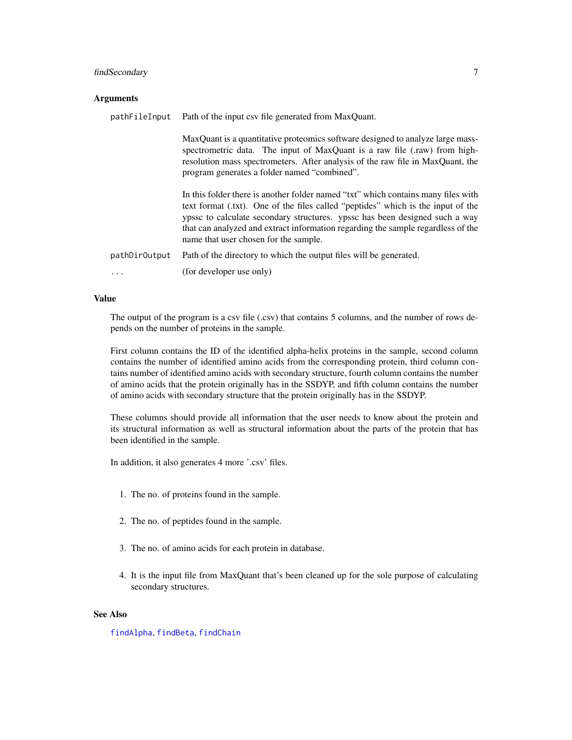### Arguments

| | |
|---|---|
| `pathFileInput` | Path of the input csv file generated from MaxQuant.<br><br>MaxQuant is a quantitative proteomics software designed to analyze large mass-spectrometric data. The input of MaxQuant is a raw file (.raw) from high-resolution mass spectrometers. After analysis of the raw file in MaxQuant, the program generates a folder named "combined".<br><br>In this folder there is another folder named "txt" which contains many files with text format (.txt). One of the files called "peptides" which is the input of the ypssc to calculate secondary structures. ypssc has been designed such a way that can analyzed and extract information regarding the sample regardless of the name that user chosen for the sample. |
| `pathDirOutput` | Path of the directory to which the output files will be generated. |
| `...` | (for developer use only) |

### Value

The output of the program is a csv file (.csv) that contains 5 columns, and the number of rows depends on the number of proteins in the sample.

First column contains the ID of the identified alpha-helix proteins in the sample, second column contains the number of identified amino acids from the corresponding protein, third column contains number of identified amino acids with secondary structure, fourth column contains the number of amino acids that the protein originally has in the SSDYP, and fifth column contains the number of amino acids with secondary structure that the protein originally has in the SSDYP.

These columns should provide all information that the user needs to know about the protein and its structural information as well as structural information about the parts of the protein that has been identified in the sample.

In addition, it also generates 4 more '.csv' files.

1. The no. of proteins found in the sample.
2. The no. of peptides found in the sample.
3. The no. of amino acids for each protein in database.
4. It is the input file from MaxQuant that's been cleaned up for the sole purpose of calculating secondary structures.

### See Also

findAlpha, findBeta, findChain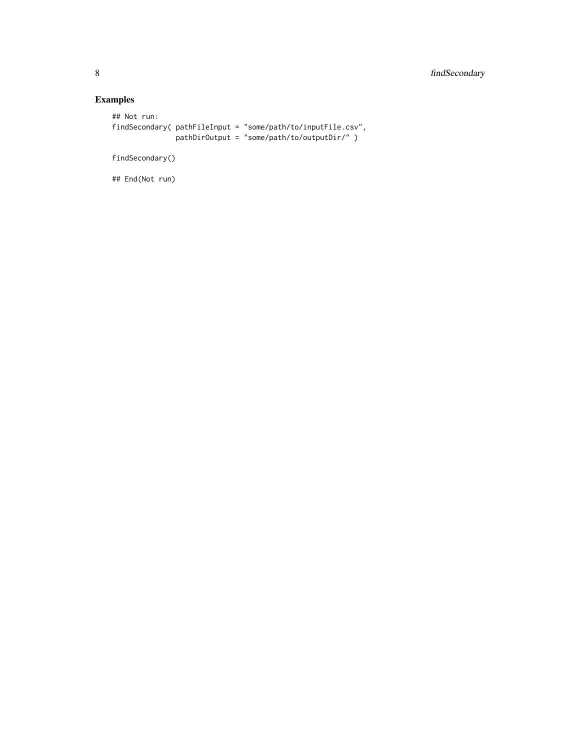## Examples

```
## Not run:
findSecondary( pathFileInput = "some/path/to/inputFile.csv",
               pathDirOutput = "some/path/to/outputDir/" )

findSecondary()

## End(Not run)
```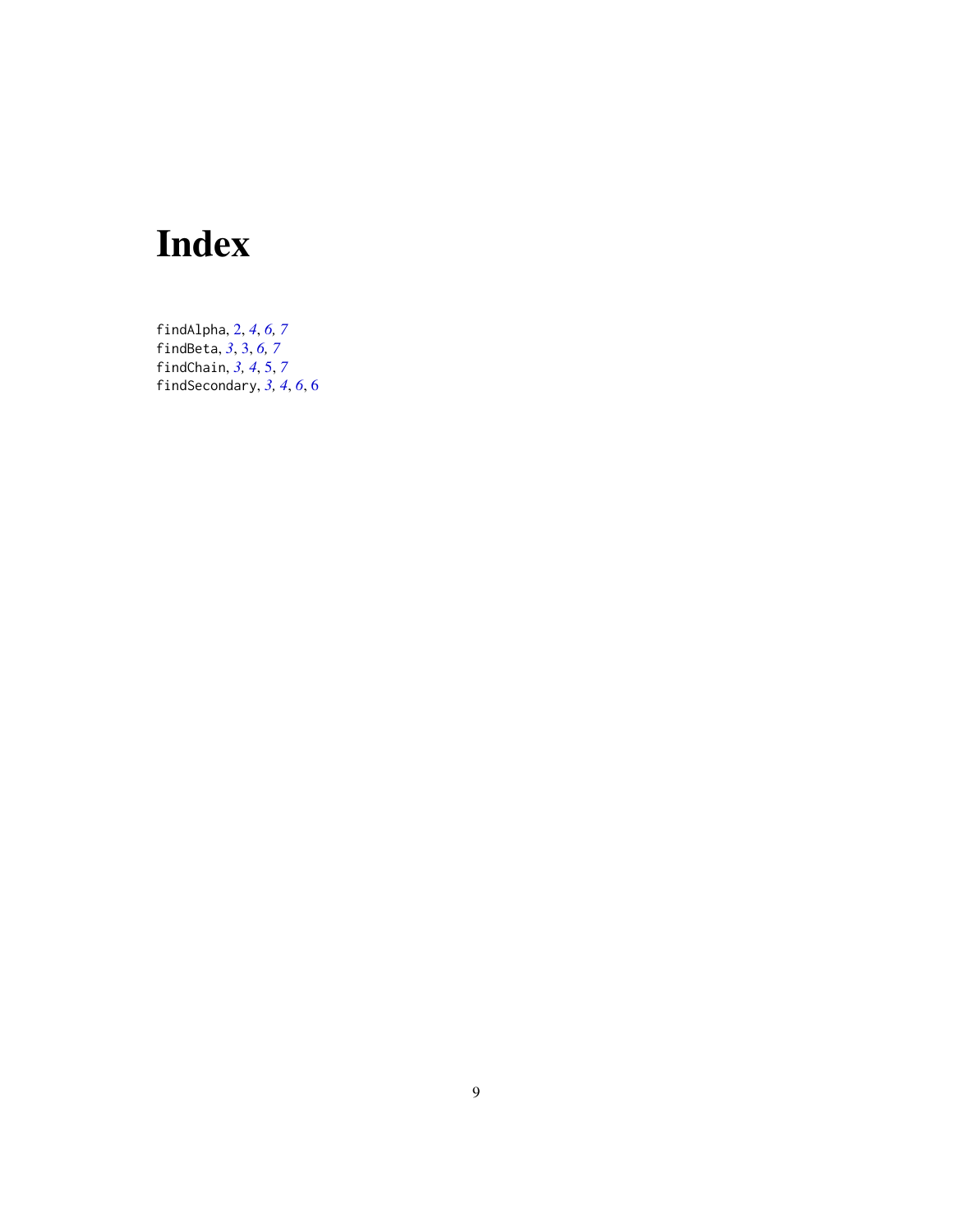# Index

findAlpha, 2, *4*, *6*, *7*
findBeta, *3*, 3, *6*, *7*
findChain, *3*, *4*, 5, *7*
findSecondary, *3*, *4*, *6*, 6